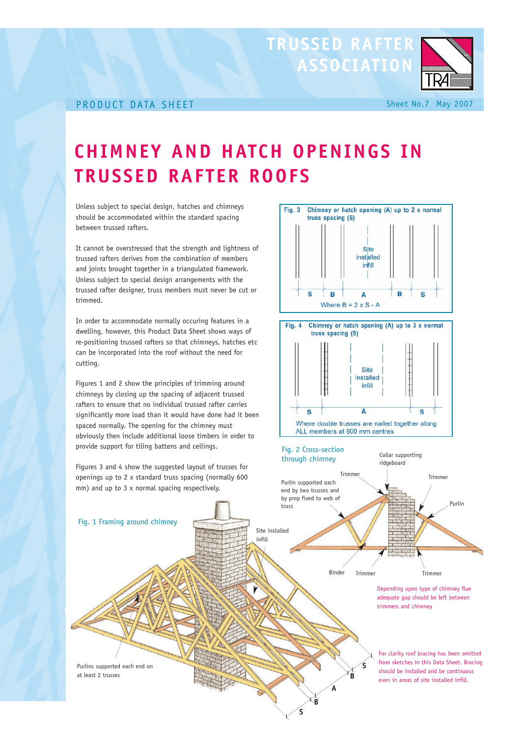TRUSSED RAFTER ASSOCIATION

PRODUCT DATA SHEET

Sheet No.7 May 2007

# CHIMNEY AND HATCH OPENINGS IN TRUSSED RAFTER ROOFS

Unless subject to special design, hatches and chimneys should be accommodated within the standard spacing between trussed rafters.

It cannot be overstressed that the strength and lightness of trussed rafters derives from the combination of members and joints brought together in a triangulated framework. Unless subject to special design arrangements with the trussed rafter designer, truss members must never be cut or trimmed.

In order to accommodate normally occuring features in a dwelling, however, this Product Data Sheet shows ways of re-positioning trussed rafters so that chimneys, hatches etc can be incorporated into the roof without the need for cutting.

Figures 1 and 2 show the principles of trimming around chimneys by closing up the spacing of adjacent trussed rafters to ensure that no individual trussed rafter carries significantly more load than it would have done had it been spaced normally. The opening for the chimney must obviously then include additional loose timbers in order to provide support for tiling battens and ceilings.

Figures 3 and 4 show the suggested layout of trusses for openings up to 2 x standard truss spacing (normally 600 mm) and up to 3 x normal spacing respectively.

Fig. 3 Chimney or hatch opening (A) up to 2 x normal truss spacing (S)

Site installed infill

S B A B S

Where B = 2 x S - A

Fig. 4 Chimney or hatch opening (A) up to 3 x normal truss spacing (S)

Site installed infill

S A S

Where double trusses are nailed together along ALL members at 600 mm centres

Fig. 2 Cross-section through chimney

Collar supporting ridgeboard

Trimmer

Trimmer

Purlin supported each end by two trusses and by prop fixed to web of truss

Purlin

Binder

Trimmer

Trimmer

Depending upon type of chimney flue adequate gap should be left between trimmers and chimney

Fig. 1 Framing around chimney

Site installed infill

Purlins supported each end on at least 2 trusses

S B A B S

For clarity roof bracing has been omitted from sketches in this Data Sheet. Bracing should be installed and be continuous even in areas of site installed infill.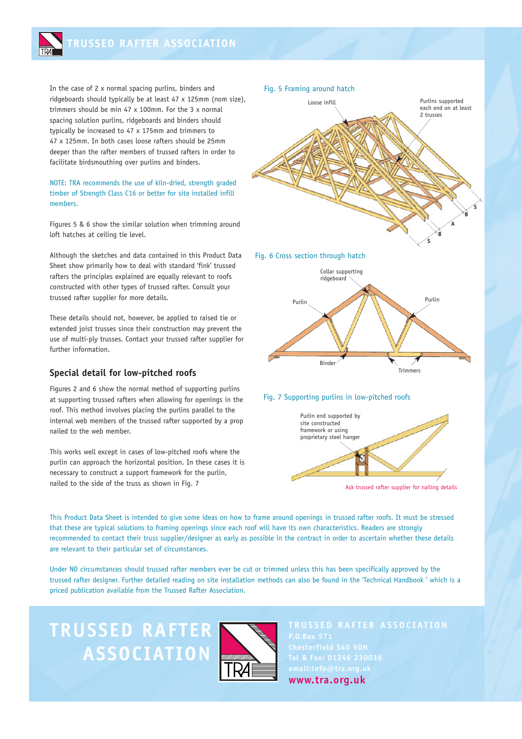In the case of 2 x normal spacing purlins, binders and ridgeboards should typically be at least 47 x 125mm (nom size), trimmers should be min 47 x 100mm. For the 3 x normal spacing solution purlins, ridgeboards and binders should typically be increased to 47 x 175mm and trimmers to 47 x 125mm. In both cases loose rafters should be 25mm deeper than the rafter members of trussed rafters in order to facilitate birdsmouthing over purlins and binders.

NOTE: TRA recommends the use of kiln-dried, strength graded timber of Strength Class C16 or better for site installed infill members.

Figures 5 & 6 show the similar solution when trimming around loft hatches at ceiling tie level.

Although the sketches and data contained in this Product Data Sheet show primarily how to deal with standard 'fink' trussed rafters the principles explained are equally relevant to roofs constructed with other types of trussed rafter. Consult your trussed rafter supplier for more details.

These details should not, however, be applied to raised tie or extended joist trusses since their construction may prevent the use of multi-ply trusses. Contact your trussed rafter supplier for further information.

Fig. 5 Framing around hatch

Loose infill

Purlins supported each end on at least 2 trusses

S B A B S

Fig. 6 Cross section through hatch

Collar supporting ridgeboard

Purlin

Purlin

Binder

Trimmers

## Special detail for low-pitched roofs

Figures 2 and 6 show the normal method of supporting purlins at supporting trussed rafters when allowing for openings in the roof. This method involves placing the purlins parallel to the internal web members of the trussed rafter supported by a prop nailed to the web member.

This works well except in cases of low-pitched roofs where the purlin can approach the horizontal position. In these cases it is necessary to construct a support framework for the purlin, nailed to the side of the truss as shown in Fig. 7

Fig. 7 Supporting purlins in low-pitched roofs

Purlin end supported by site constructed framework or using proprietary steel hanger

Ask trussed rafter supplier for nailing details

This Product Data Sheet is intended to give some ideas on how to frame around openings in trussed rafter roofs. It must be stressed that these are typical solutions to framing openings since each roof will have its own characteristics. Readers are strongly recommended to contact their truss supplier/designer as early as possible in the contract in order to ascertain whether these details are relevant to their particular set of circumstances.

Under NO circumstances should trussed rafter members ever be cut or trimmed unless this has been specifically approved by the trussed rafter designer. Further detailed reading on site installation methods can also be found in the 'Technical Handbook ' which is a priced publication available from the Trussed Rafter Association.

**TRUSSED RAFTER ASSOCIATION**

TRUSSED RAFTER ASSOCIATION
P.O.Box 571
Chesterfield S40 9DH
Tel & Fax: 01246 230036
email:info@tra.org.uk
**www.tra.org.uk**